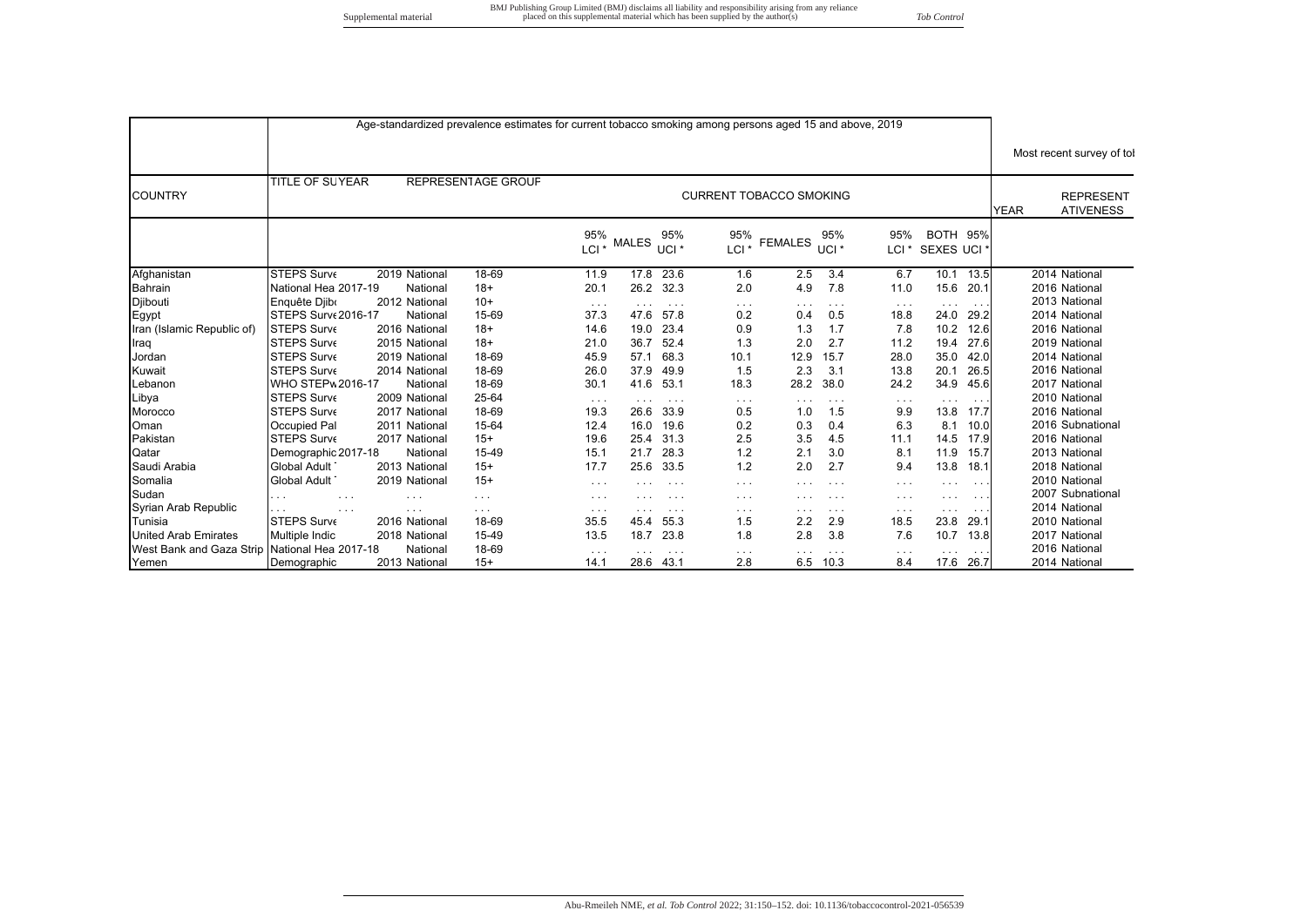| | Age-standardized prevalence estimates for current tobacco smoking among persons aged 15 and above, 2019 | | | | | | | | | | | | | Most recent survey of tol | |
|---|---|---|---|---|---|---|---|---|---|---|---|---|---|---|---|
| COUNTRY | TITLE OF SUYEAR | | REPRESENTAGE GROUF | | CURRENT TOBACCO SMOKING | | | | | | | | | YEAR | REPRESENTATIVENESS |
| | | | | | 95% LCI * | MALES | 95% UCI * | 95% LCI * | FEMALES | 95% UCI * | 95% LCI * | BOTH SEXES | 95% UCI * | | |
| Afghanistan | STEPS Surve | 2019 | National | 18-69 | 11.9 | 17.8 | 23.6 | 1.6 | 2.5 | 3.4 | 6.7 | 10.1 | 13.5 | 2014 | National |
| Bahrain | National Hea | 2017-19 | National | 18+ | 20.1 | 26.2 | 32.3 | 2.0 | 4.9 | 7.8 | 11.0 | 15.6 | 20.1 | 2016 | National |
| Djibouti | Enquête Djib | 2012 | National | 10+ | . . . | . . . | . . . | . . . | . . . | . . . | . . . | . . . | . . . | 2013 | National |
| Egypt | STEPS Surve | 2016-17 | National | 15-69 | 37.3 | 47.6 | 57.8 | 0.2 | 0.4 | 0.5 | 18.8 | 24.0 | 29.2 | 2014 | National |
| Iran (Islamic Republic of) | STEPS Surve | 2016 | National | 18+ | 14.6 | 19.0 | 23.4 | 0.9 | 1.3 | 1.7 | 7.8 | 10.2 | 12.6 | 2016 | National |
| Iraq | STEPS Surve | 2015 | National | 18+ | 21.0 | 36.7 | 52.4 | 1.3 | 2.0 | 2.7 | 11.2 | 19.4 | 27.6 | 2019 | National |
| Jordan | STEPS Surve | 2019 | National | 18-69 | 45.9 | 57.1 | 68.3 | 10.1 | 12.9 | 15.7 | 28.0 | 35.0 | 42.0 | 2014 | National |
| Kuwait | STEPS Surve | 2014 | National | 18-69 | 26.0 | 37.9 | 49.9 | 1.5 | 2.3 | 3.1 | 13.8 | 20.1 | 26.5 | 2016 | National |
| Lebanon | WHO STEPw | 2016-17 | National | 18-69 | 30.1 | 41.6 | 53.1 | 18.3 | 28.2 | 38.0 | 24.2 | 34.9 | 45.6 | 2017 | National |
| Libya | STEPS Surve | 2009 | National | 25-64 | . . . | . . . | . . . | . . . | . . . | . . . | . . . | . . . | . . . | 2010 | National |
| Morocco | STEPS Surve | 2017 | National | 18-69 | 19.3 | 26.6 | 33.9 | 0.5 | 1.0 | 1.5 | 9.9 | 13.8 | 17.7 | 2016 | National |
| Oman | Occupied Pal | 2011 | National | 15-64 | 12.4 | 16.0 | 19.6 | 0.2 | 0.3 | 0.4 | 6.3 | 8.1 | 10.0 | 2016 | Subnational |
| Pakistan | STEPS Surve | 2017 | National | 15+ | 19.6 | 25.4 | 31.3 | 2.5 | 3.5 | 4.5 | 11.1 | 14.5 | 17.9 | 2016 | National |
| Qatar | Demographic | 2017-18 | National | 15-49 | 15.1 | 21.7 | 28.3 | 1.2 | 2.1 | 3.0 | 8.1 | 11.9 | 15.7 | 2013 | National |
| Saudi Arabia | Global Adult | 2013 | National | 15+ | 17.7 | 25.6 | 33.5 | 1.2 | 2.0 | 2.7 | 9.4 | 13.8 | 18.1 | 2018 | National |
| Somalia | Global Adult | 2019 | National | 15+ | . . . | . . . | . . . | . . . | . . . | . . . | . . . | . . . | . . . | 2010 | National |
| Sudan | . . . | . . . | . . . | . . . | . . . | . . . | . . . | . . . | . . . | . . . | . . . | . . . | . . . | 2007 | Subnational |
| Syrian Arab Republic | . . . | . . . | . . . | . . . | . . . | . . . | . . . | . . . | . . . | . . . | . . . | . . . | . . . | 2014 | National |
| Tunisia | STEPS Surve | 2016 | National | 18-69 | 35.5 | 45.4 | 55.3 | 1.5 | 2.2 | 2.9 | 18.5 | 23.8 | 29.1 | 2010 | National |
| United Arab Emirates | Multiple Indic | 2018 | National | 15-49 | 13.5 | 18.7 | 23.8 | 1.8 | 2.8 | 3.8 | 7.6 | 10.7 | 13.8 | 2017 | National |
| West Bank and Gaza Strip | National Hea | 2017-18 | National | 18-69 | . . . | . . . | . . . | . . . | . . . | . . . | . . . | . . . | . . . | 2016 | National |
| Yemen | Demographic | 2013 | National | 15+ | 14.1 | 28.6 | 43.1 | 2.8 | 6.5 | 10.3 | 8.4 | 17.6 | 26.7 | 2014 | National |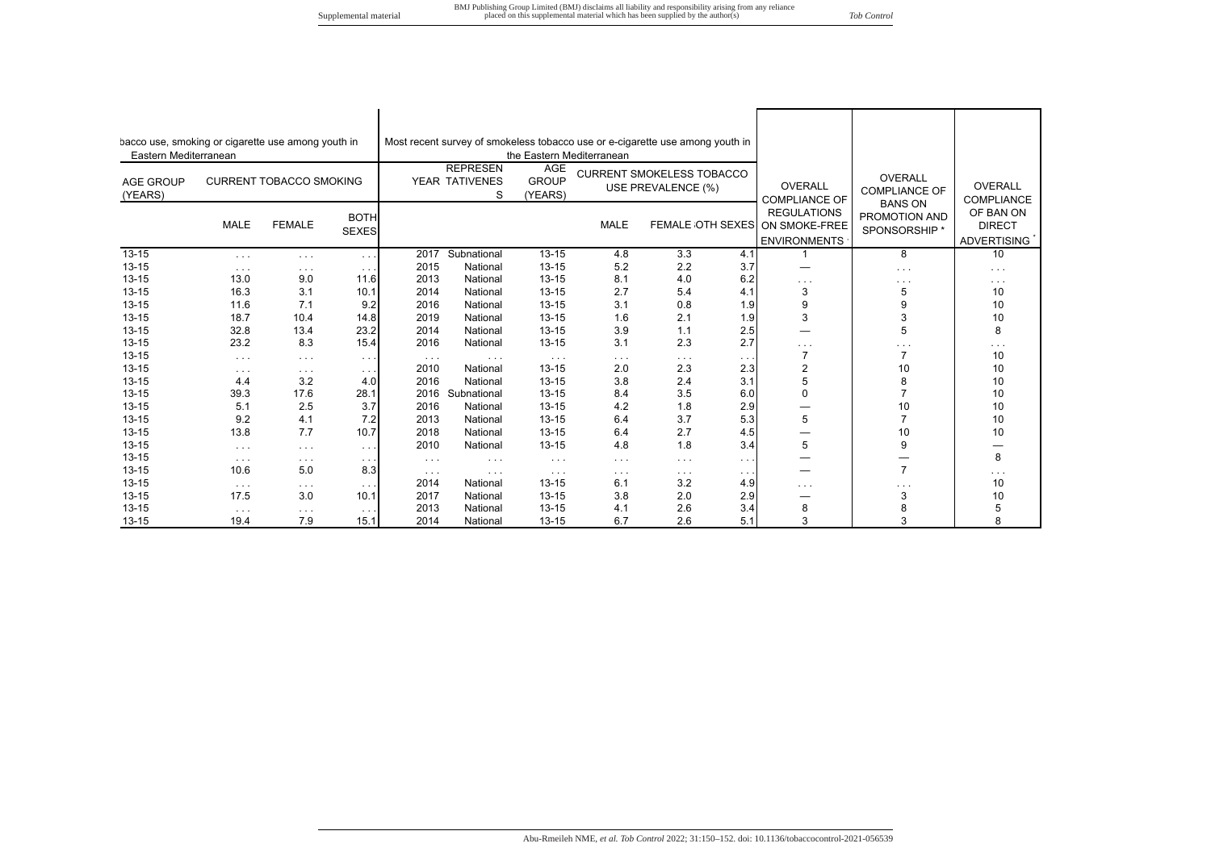| bacco use, smoking or cigarette use among youth in Eastern Mediterranean | | | | Most recent survey of smokeless tobacco use or e-cigarette use among youth in the Eastern Mediterranean | | | | | | OVERALL COMPLIANCE OF REGULATIONS ON SMOKE-FREE ENVIRONMENTS * | OVERALL COMPLIANCE OF BANS ON PROMOTION AND SPONSORSHIP * | OVERALL COMPLIANCE OF BAN ON DIRECT ADVERTISING * |
|---|---|---|---|---|---|---|---|---|---|---|---|---|
| AGE GROUP (YEARS) | CURRENT TOBACCO SMOKING | | | YEAR | REPRESENTATIVES | AGE GROUP (YEARS) | CURRENT SMOKELESS TOBACCO USE PREVALENCE (%) | | | | | |
| | MALE | FEMALE | BOTH SEXES | | | | MALE | FEMALE | BOTH SEXES | | | |
| 13-15 | . . . | . . . | . . . | 2017 | Subnational | 13-15 | 4.8 | 3.3 | 4.1 | 1 | 8 | 10 |
| 13-15 | . . . | . . . | . . . | 2015 | National | 13-15 | 5.2 | 2.2 | 3.7 | — | . . . | . . . |
| 13-15 | 13.0 | 9.0 | 11.6 | 2013 | National | 13-15 | 8.1 | 4.0 | 6.2 | . . . | . . . | . . . |
| 13-15 | 16.3 | 3.1 | 10.1 | 2014 | National | 13-15 | 2.7 | 5.4 | 4.1 | 3 | 5 | 10 |
| 13-15 | 11.6 | 7.1 | 9.2 | 2016 | National | 13-15 | 3.1 | 0.8 | 1.9 | 9 | 9 | 10 |
| 13-15 | 18.7 | 10.4 | 14.8 | 2019 | National | 13-15 | 1.6 | 2.1 | 1.9 | 3 | 3 | 10 |
| 13-15 | 32.8 | 13.4 | 23.2 | 2014 | National | 13-15 | 3.9 | 1.1 | 2.5 | — | 5 | 8 |
| 13-15 | 23.2 | 8.3 | 15.4 | 2016 | National | 13-15 | 3.1 | 2.3 | 2.7 | . . . | . . . | . . . |
| 13-15 | . . . | . . . | . . . | . . . | . . . | . . . | . . . | . . . | . . . | 7 | 7 | 10 |
| 13-15 | . . . | . . . | . . . | 2010 | National | 13-15 | 2.0 | 2.3 | 2.3 | 2 | 10 | 10 |
| 13-15 | 4.4 | 3.2 | 4.0 | 2016 | National | 13-15 | 3.8 | 2.4 | 3.1 | 5 | 8 | 10 |
| 13-15 | 39.3 | 17.6 | 28.1 | 2016 | Subnational | 13-15 | 8.4 | 3.5 | 6.0 | 0 | 7 | 10 |
| 13-15 | 5.1 | 2.5 | 3.7 | 2016 | National | 13-15 | 4.2 | 1.8 | 2.9 | — | 10 | 10 |
| 13-15 | 9.2 | 4.1 | 7.2 | 2013 | National | 13-15 | 6.4 | 3.7 | 5.3 | 5 | 7 | 10 |
| 13-15 | 13.8 | 7.7 | 10.7 | 2018 | National | 13-15 | 6.4 | 2.7 | 4.5 | — | 10 | 10 |
| 13-15 | . . . | . . . | . . . | 2010 | National | 13-15 | 4.8 | 1.8 | 3.4 | 5 | 9 | — |
| 13-15 | . . . | . . . | . . . | . . . | . . . | . . . | . . . | . . . | . . . | — | — | 8 |
| 13-15 | 10.6 | 5.0 | 8.3 | . . . | . . . | . . . | . . . | . . . | . . . | — | 7 | . . . |
| 13-15 | . . . | . . . | . . . | 2014 | National | 13-15 | 6.1 | 3.2 | 4.9 | . . . | . . . | 10 |
| 13-15 | 17.5 | 3.0 | 10.1 | 2017 | National | 13-15 | 3.8 | 2.0 | 2.9 | — | 3 | 10 |
| 13-15 | . . . | . . . | . . . | 2013 | National | 13-15 | 4.1 | 2.6 | 3.4 | 8 | 8 | 5 |
| 13-15 | 19.4 | 7.9 | 15.1 | 2014 | National | 13-15 | 6.7 | 2.6 | 5.1 | 3 | 3 | 8 |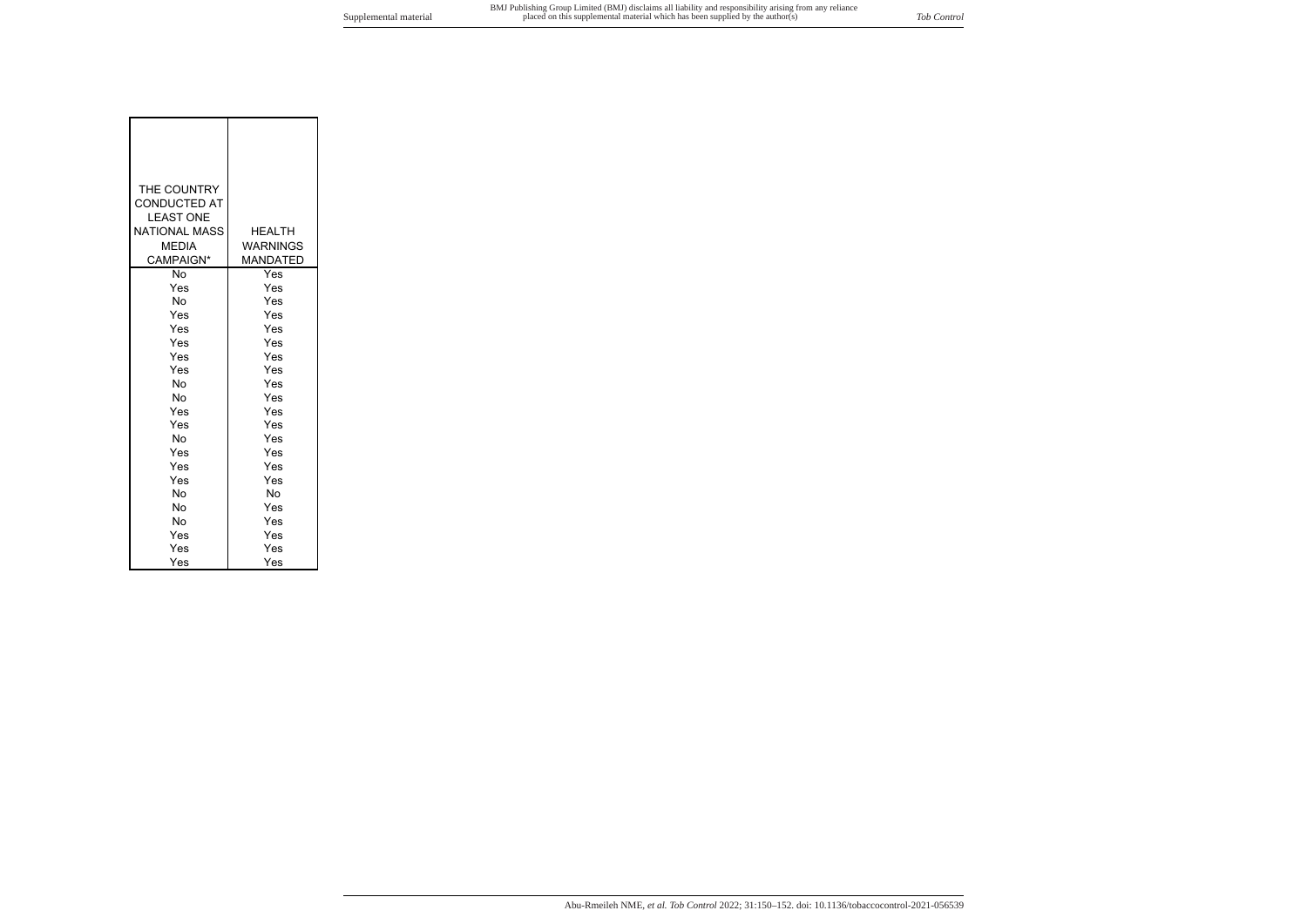| THE COUNTRY CONDUCTED AT LEAST ONE NATIONAL MASS MEDIA CAMPAIGN* | HEALTH WARNINGS MANDATED |
|---|---|
| No | Yes |
| Yes | Yes |
| No | Yes |
| Yes | Yes |
| Yes | Yes |
| Yes | Yes |
| Yes | Yes |
| Yes | Yes |
| No | Yes |
| No | Yes |
| Yes | Yes |
| Yes | Yes |
| No | Yes |
| Yes | Yes |
| Yes | Yes |
| Yes | Yes |
| No | No |
| No | Yes |
| No | Yes |
| Yes | Yes |
| Yes | Yes |
| Yes | Yes |